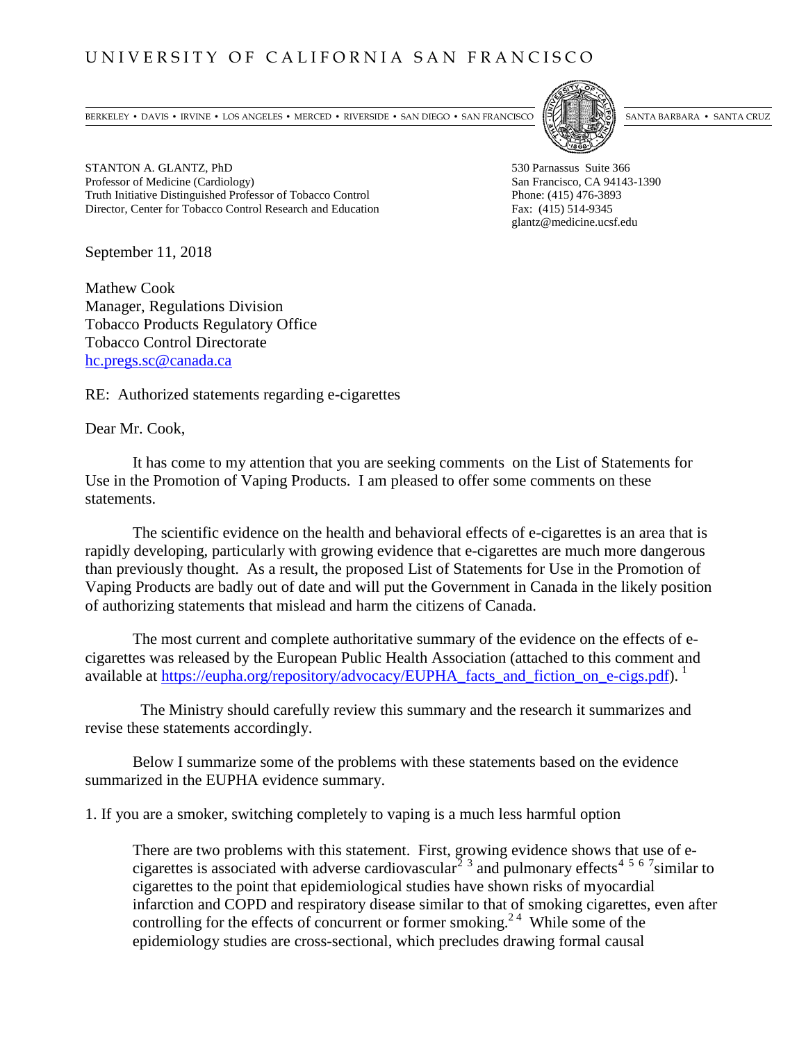UNIVERSITY OF CALIFORNIA SAN FRANCISCO

BERKELEY • DAVIS • IRVINE • LOS ANGELES • MERCED • RIVERSIDE • SAN DIEGO • SAN FRANCISCO SANTA BARBARA • SANTA CRUZ

STANTON A. GLANTZ, PhD
Professor of Medicine (Cardiology)
Truth Initiative Distinguished Professor of Tobacco Control
Director, Center for Tobacco Control Research and Education

530 Parnassus Suite 366
San Francisco, CA 94143-1390
Phone: (415) 476-3893
Fax: (415) 514-9345
glantz@medicine.ucsf.edu

September 11, 2018

Mathew Cook
Manager, Regulations Division
Tobacco Products Regulatory Office
Tobacco Control Directorate
hc.pregs.sc@canada.ca

RE: Authorized statements regarding e-cigarettes

Dear Mr. Cook,

It has come to my attention that you are seeking comments on the List of Statements for Use in the Promotion of Vaping Products. I am pleased to offer some comments on these statements.

The scientific evidence on the health and behavioral effects of e-cigarettes is an area that is rapidly developing, particularly with growing evidence that e-cigarettes are much more dangerous than previously thought. As a result, the proposed List of Statements for Use in the Promotion of Vaping Products are badly out of date and will put the Government in Canada in the likely position of authorizing statements that mislead and harm the citizens of Canada.

The most current and complete authoritative summary of the evidence on the effects of e-cigarettes was released by the European Public Health Association (attached to this comment and available at https://eupha.org/repository/advocacy/EUPHA_facts_and_fiction_on_e-cigs.pdf). [1]

The Ministry should carefully review this summary and the research it summarizes and revise these statements accordingly.

Below I summarize some of the problems with these statements based on the evidence summarized in the EUPHA evidence summary.

1. If you are a smoker, switching completely to vaping is a much less harmful option

> There are two problems with this statement. First, growing evidence shows that use of e-cigarettes is associated with adverse cardiovascular[2 3] and pulmonary effects[4 5 6 7] similar to cigarettes to the point that epidemiological studies have shown risks of myocardial infarction and COPD and respiratory disease similar to that of smoking cigarettes, even after controlling for the effects of concurrent or former smoking.[2 4] While some of the epidemiology studies are cross-sectional, which precludes drawing formal causal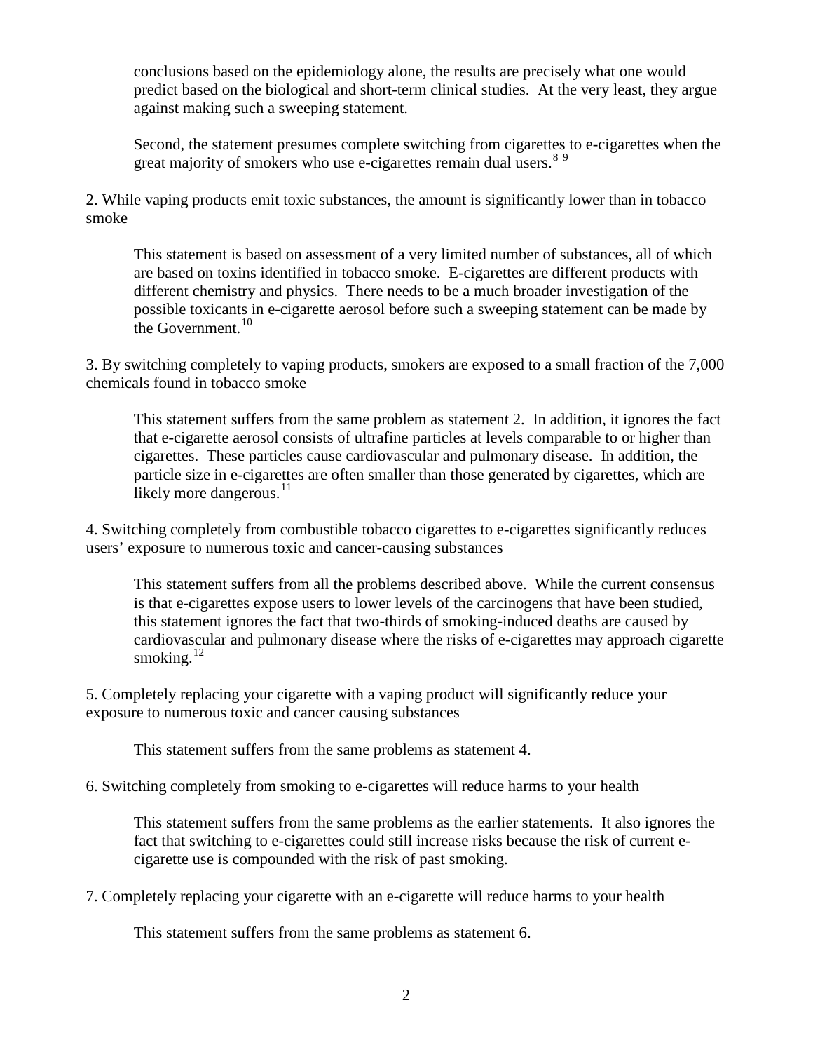conclusions based on the epidemiology alone, the results are precisely what one would predict based on the biological and short-term clinical studies. At the very least, they argue against making such a sweeping statement.

Second, the statement presumes complete switching from cigarettes to e-cigarettes when the great majority of smokers who use e-cigarettes remain dual users.[8] [9]

2. While vaping products emit toxic substances, the amount is significantly lower than in tobacco smoke

This statement is based on assessment of a very limited number of substances, all of which are based on toxins identified in tobacco smoke. E-cigarettes are different products with different chemistry and physics. There needs to be a much broader investigation of the possible toxicants in e-cigarette aerosol before such a sweeping statement can be made by the Government.[10]

3. By switching completely to vaping products, smokers are exposed to a small fraction of the 7,000 chemicals found in tobacco smoke

This statement suffers from the same problem as statement 2. In addition, it ignores the fact that e-cigarette aerosol consists of ultrafine particles at levels comparable to or higher than cigarettes. These particles cause cardiovascular and pulmonary disease. In addition, the particle size in e-cigarettes are often smaller than those generated by cigarettes, which are likely more dangerous.[11]

4. Switching completely from combustible tobacco cigarettes to e-cigarettes significantly reduces users' exposure to numerous toxic and cancer-causing substances

This statement suffers from all the problems described above. While the current consensus is that e-cigarettes expose users to lower levels of the carcinogens that have been studied, this statement ignores the fact that two-thirds of smoking-induced deaths are caused by cardiovascular and pulmonary disease where the risks of e-cigarettes may approach cigarette smoking.[12]

5. Completely replacing your cigarette with a vaping product will significantly reduce your exposure to numerous toxic and cancer causing substances

This statement suffers from the same problems as statement 4.

6. Switching completely from smoking to e-cigarettes will reduce harms to your health

This statement suffers from the same problems as the earlier statements. It also ignores the fact that switching to e-cigarettes could still increase risks because the risk of current e-cigarette use is compounded with the risk of past smoking.

7. Completely replacing your cigarette with an e-cigarette will reduce harms to your health

This statement suffers from the same problems as statement 6.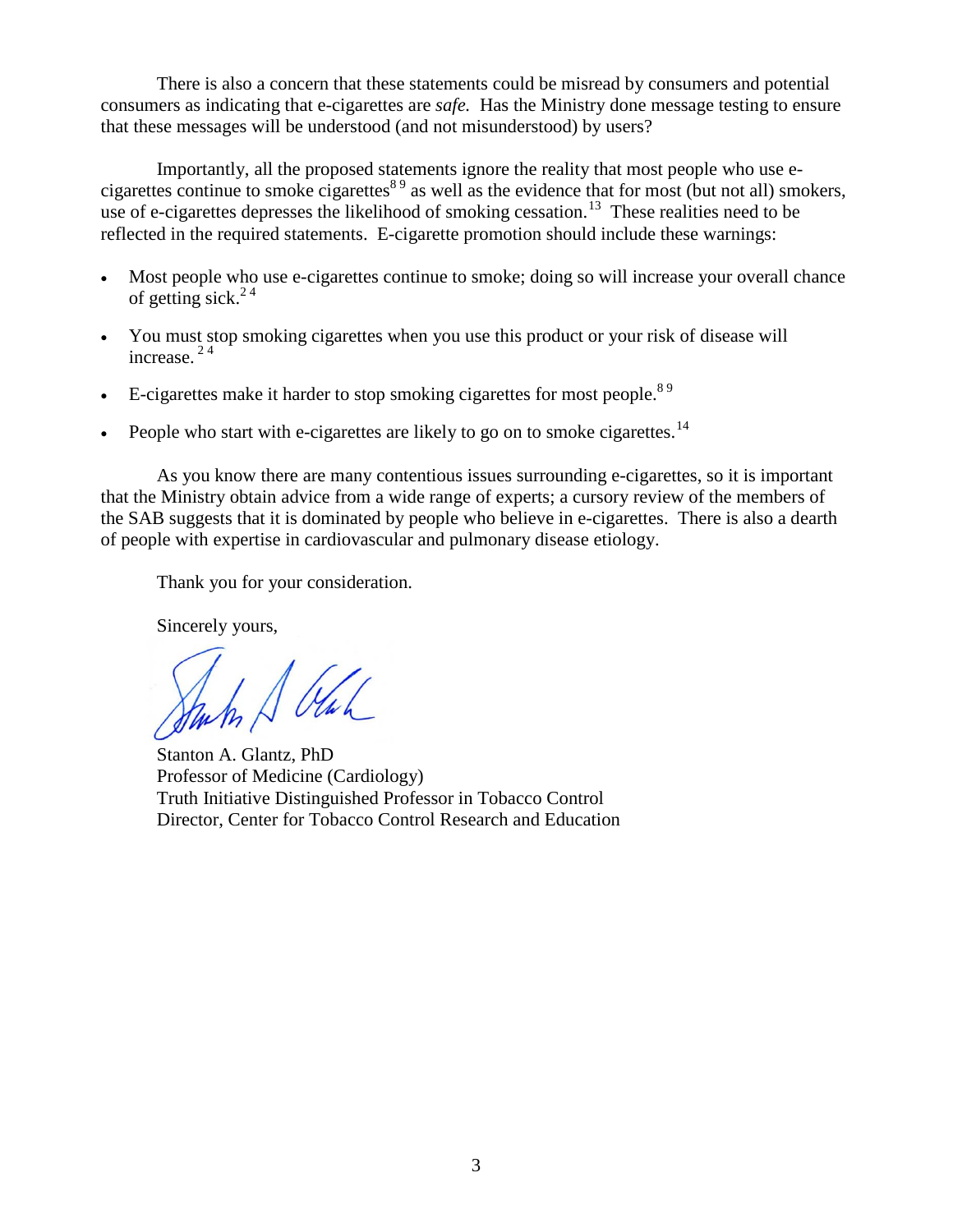There is also a concern that these statements could be misread by consumers and potential consumers as indicating that e-cigarettes are *safe.* Has the Ministry done message testing to ensure that these messages will be understood (and not misunderstood) by users?

Importantly, all the proposed statements ignore the reality that most people who use e-cigarettes continue to smoke cigarettes[8 9] as well as the evidence that for most (but not all) smokers, use of e-cigarettes depresses the likelihood of smoking cessation.[13] These realities need to be reflected in the required statements. E-cigarette promotion should include these warnings:

- Most people who use e-cigarettes continue to smoke; doing so will increase your overall chance of getting sick.[2 4]
- You must stop smoking cigarettes when you use this product or your risk of disease will increase.[2 4]
- E-cigarettes make it harder to stop smoking cigarettes for most people.[8 9]
- People who start with e-cigarettes are likely to go on to smoke cigarettes.[14]

As you know there are many contentious issues surrounding e-cigarettes, so it is important that the Ministry obtain advice from a wide range of experts; a cursory review of the members of the SAB suggests that it is dominated by people who believe in e-cigarettes. There is also a dearth of people with expertise in cardiovascular and pulmonary disease etiology.

Thank you for your consideration.

Sincerely yours,

Stanton A. Glantz, PhD
Professor of Medicine (Cardiology)
Truth Initiative Distinguished Professor in Tobacco Control
Director, Center for Tobacco Control Research and Education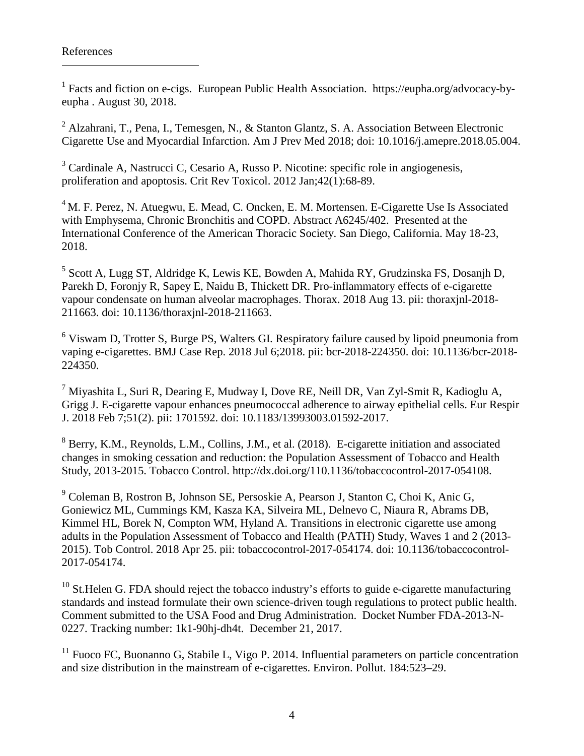References

[1] Facts and fiction on e-cigs. European Public Health Association. https://eupha.org/advocacy-by-eupha . August 30, 2018.

[2] Alzahrani, T., Pena, I., Temesgen, N., & Stanton Glantz, S. A. Association Between Electronic Cigarette Use and Myocardial Infarction. Am J Prev Med 2018; doi: 10.1016/j.amepre.2018.05.004.

[3] Cardinale A, Nastrucci C, Cesario A, Russo P. Nicotine: specific role in angiogenesis, proliferation and apoptosis. Crit Rev Toxicol. 2012 Jan;42(1):68-89.

[4] M. F. Perez, N. Atuegwu, E. Mead, C. Oncken, E. M. Mortensen. E-Cigarette Use Is Associated with Emphysema, Chronic Bronchitis and COPD. Abstract A6245/402. Presented at the International Conference of the American Thoracic Society. San Diego, California. May 18-23, 2018.

[5] Scott A, Lugg ST, Aldridge K, Lewis KE, Bowden A, Mahida RY, Grudzinska FS, Dosanjh D, Parekh D, Foronjy R, Sapey E, Naidu B, Thickett DR. Pro-inflammatory effects of e-cigarette vapour condensate on human alveolar macrophages. Thorax. 2018 Aug 13. pii: thoraxjnl-2018-211663. doi: 10.1136/thoraxjnl-2018-211663.

[6] Viswam D, Trotter S, Burge PS, Walters GI. Respiratory failure caused by lipoid pneumonia from vaping e-cigarettes. BMJ Case Rep. 2018 Jul 6;2018. pii: bcr-2018-224350. doi: 10.1136/bcr-2018-224350.

[7] Miyashita L, Suri R, Dearing E, Mudway I, Dove RE, Neill DR, Van Zyl-Smit R, Kadioglu A, Grigg J. E-cigarette vapour enhances pneumococcal adherence to airway epithelial cells. Eur Respir J. 2018 Feb 7;51(2). pii: 1701592. doi: 10.1183/13993003.01592-2017.

[8] Berry, K.M., Reynolds, L.M., Collins, J.M., et al. (2018). E-cigarette initiation and associated changes in smoking cessation and reduction: the Population Assessment of Tobacco and Health Study, 2013-2015. Tobacco Control. http://dx.doi.org/110.1136/tobaccocontrol-2017-054108.

[9] Coleman B, Rostron B, Johnson SE, Persoskie A, Pearson J, Stanton C, Choi K, Anic G, Goniewicz ML, Cummings KM, Kasza KA, Silveira ML, Delnevo C, Niaura R, Abrams DB, Kimmel HL, Borek N, Compton WM, Hyland A. Transitions in electronic cigarette use among adults in the Population Assessment of Tobacco and Health (PATH) Study, Waves 1 and 2 (2013-2015). Tob Control. 2018 Apr 25. pii: tobaccocontrol-2017-054174. doi: 10.1136/tobaccocontrol-2017-054174.

[10] St.Helen G. FDA should reject the tobacco industry's efforts to guide e-cigarette manufacturing standards and instead formulate their own science-driven tough regulations to protect public health. Comment submitted to the USA Food and Drug Administration. Docket Number FDA-2013-N-0227. Tracking number: 1k1-90hj-dh4t. December 21, 2017.

[11] Fuoco FC, Buonanno G, Stabile L, Vigo P. 2014. Influential parameters on particle concentration and size distribution in the mainstream of e-cigarettes. Environ. Pollut. 184:523–29.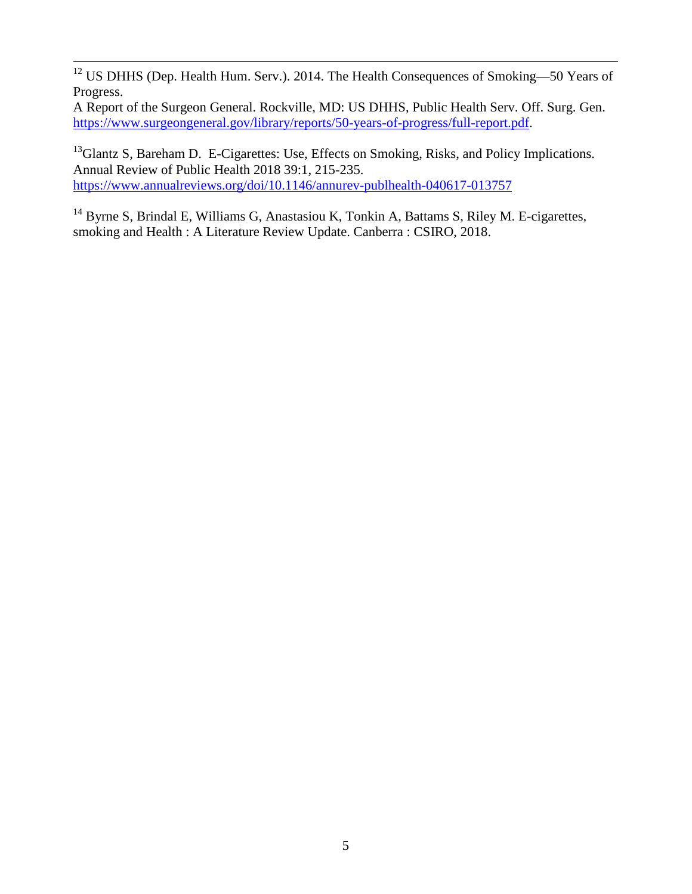[12] US DHHS (Dep. Health Hum. Serv.). 2014. The Health Consequences of Smoking—50 Years of Progress.
A Report of the Surgeon General. Rockville, MD: US DHHS, Public Health Serv. Off. Surg. Gen. https://www.surgeongeneral.gov/library/reports/50-years-of-progress/full-report.pdf.

[13] Glantz S, Bareham D. E-Cigarettes: Use, Effects on Smoking, Risks, and Policy Implications. Annual Review of Public Health 2018 39:1, 215-235.
https://www.annualreviews.org/doi/10.1146/annurev-publhealth-040617-013757

[14] Byrne S, Brindal E, Williams G, Anastasiou K, Tonkin A, Battams S, Riley M. E-cigarettes, smoking and Health : A Literature Review Update. Canberra : CSIRO, 2018.